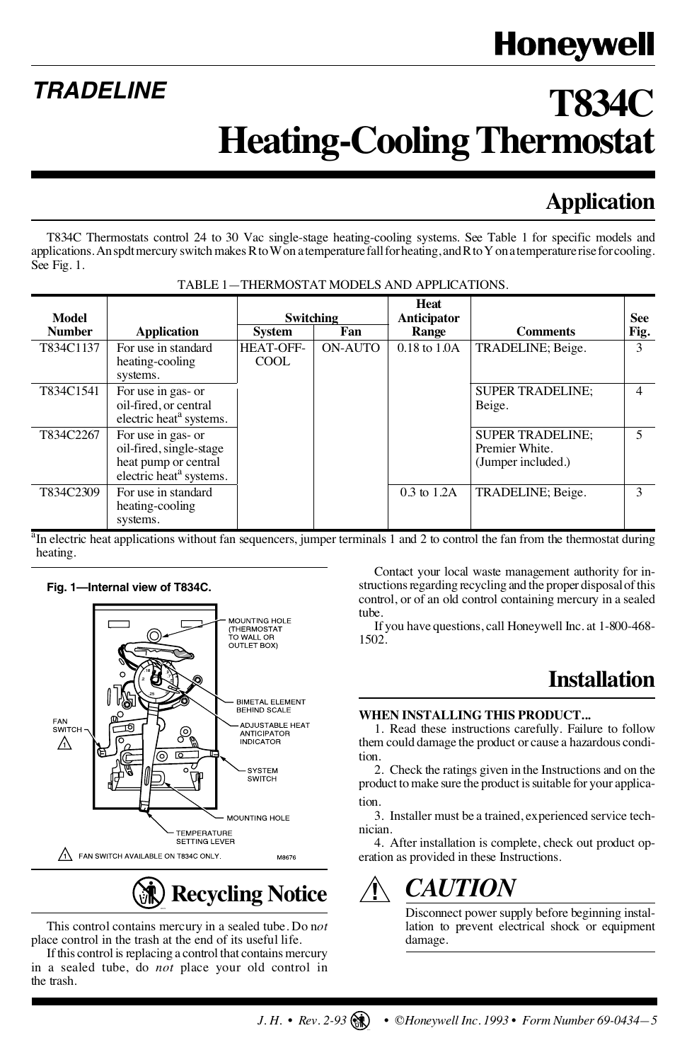Honeywell

# TRADELINE

# T834C Heating-Cooling Thermostat

## Application

T834C Thermostats control 24 to 30 Vac single-stage heating-cooling systems. See Table 1 for specific models and applications. An spdt mercury switch makes R to W on a temperature fall for heating, and R to Y on a temperature rise for cooling. See Fig. 1.

TABLE 1—THERMOSTAT MODELS AND APPLICATIONS.

| Model Number | Application | Switching System | Switching Fan | Heat Anticipator Range | Comments | See Fig. |
|---|---|---|---|---|---|---|
| T834C1137 | For use in standard heating-cooling systems. | HEAT-OFF-COOL | ON-AUTO | 0.18 to 1.0A | TRADELINE; Beige. | 3 |
| T834C1541 | For use in gas- or oil-fired, or central electric heat[a] systems. | | | | SUPER TRADELINE; Beige. | 4 |
| T834C2267 | For use in gas- or oil-fired, single-stage heat pump or central electric heat[a] systems. | | | | SUPER TRADELINE; Premier White. (Jumper included.) | 5 |
| T834C2309 | For use in standard heating-cooling systems. | | | 0.3 to 1.2A | TRADELINE; Beige. | 3 |

[a]In electric heat applications without fan sequencers, jumper terminals 1 and 2 to control the fan from the thermostat during heating.

**Fig. 1—Internal view of T834C.**

MOUNTING HOLE (THERMOSTAT TO WALL OR OUTLET BOX)

BIMETAL ELEMENT BEHIND SCALE

ADJUSTABLE HEAT ANTICIPATOR INDICATOR

SYSTEM SWITCH

MOUNTING HOLE

TEMPERATURE SETTING LEVER

FAN SWITCH [1]

[1] FAN SWITCH AVAILABLE ON T834C ONLY.

M8676

## Recycling Notice

This control contains mercury in a sealed tube. Do *not* place control in the trash at the end of its useful life.

If this control is replacing a control that contains mercury in a sealed tube, do *not* place your old control in the trash.

Contact your local waste management authority for instructions regarding recycling and the proper disposal of this control, or of an old control containing mercury in a sealed tube.

If you have questions, call Honeywell Inc. at 1-800-468-1502.

## Installation

**WHEN INSTALLING THIS PRODUCT...**

1. Read these instructions carefully. Failure to follow them could damage the product or cause a hazardous condition.
2. Check the ratings given in the Instructions and on the product to make sure the product is suitable for your application.
3. Installer must be a trained, experienced service technician.
4. After installation is complete, check out product operation as provided in these Instructions.

### ⚠ CAUTION

Disconnect power supply before beginning installation to prevent electrical shock or equipment damage.

*J. H. • Rev. 2-93 • ©Honeywell Inc. 1993 • Form Number 69-0434—5*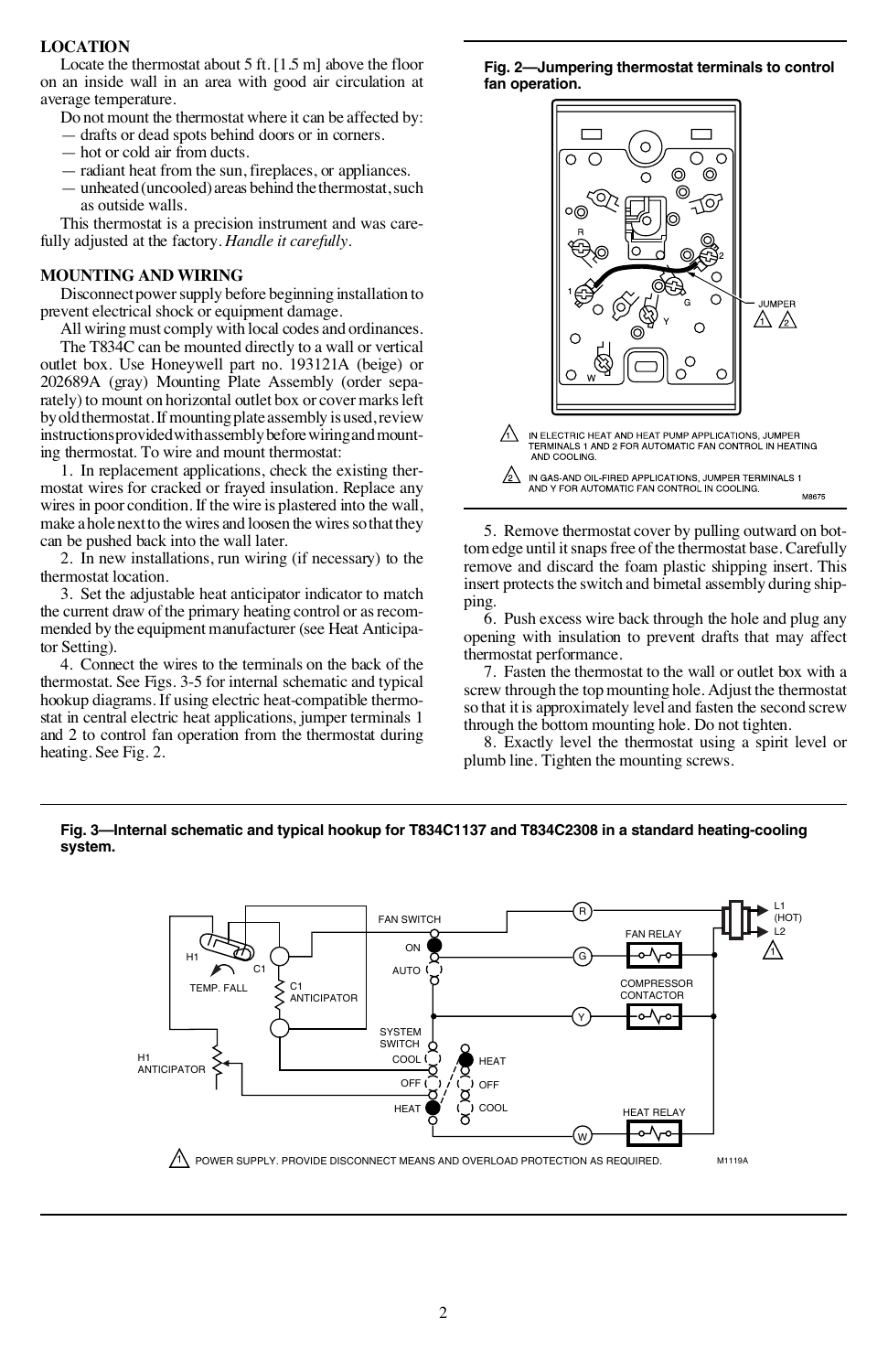## LOCATION

Locate the thermostat about 5 ft. [1.5 m] above the floor on an inside wall in an area with good air circulation at average temperature.

Do not mount the thermostat where it can be affected by:

- — drafts or dead spots behind doors or in corners.
- — hot or cold air from ducts.
- — radiant heat from the sun, fireplaces, or appliances.
- — unheated (uncooled) areas behind the thermostat, such as outside walls.

This thermostat is a precision instrument and was carefully adjusted at the factory. *Handle it carefully*.

## MOUNTING AND WIRING

Disconnect power supply before beginning installation to prevent electrical shock or equipment damage.

All wiring must comply with local codes and ordinances.

The T834C can be mounted directly to a wall or vertical outlet box. Use Honeywell part no. 193121A (beige) or 202689A (gray) Mounting Plate Assembly (order separately) to mount on horizontal outlet box or cover marks left by old thermostat. If mounting plate assembly is used, review instructions provided with assembly before wiring and mounting thermostat. To wire and mount thermostat:

1. In replacement applications, check the existing thermostat wires for cracked or frayed insulation. Replace any wires in poor condition. If the wire is plastered into the wall, make a hole next to the wires and loosen the wires so that they can be pushed back into the wall later.
2. In new installations, run wiring (if necessary) to the thermostat location.
3. Set the adjustable heat anticipator indicator to match the current draw of the primary heating control or as recommended by the equipment manufacturer (see Heat Anticipator Setting).
4. Connect the wires to the terminals on the back of the thermostat. See Figs. 3-5 for internal schematic and typical hookup diagrams. If using electric heat-compatible thermostat in central electric heat applications, jumper terminals 1 and 2 to control fan operation from the thermostat during heating. See Fig. 2.

**Fig. 2—Jumpering thermostat terminals to control fan operation.**

1. IN ELECTRIC HEAT AND HEAT PUMP APPLICATIONS, JUMPER TERMINALS 1 AND 2 FOR AUTOMATIC FAN CONTROL IN HEATING AND COOLING.
2. IN GAS-AND OIL-FIRED APPLICATIONS, JUMPER TERMINALS 1 AND Y FOR AUTOMATIC FAN CONTROL IN COOLING.

5. Remove thermostat cover by pulling outward on bottom edge until it snaps free of the thermostat base. Carefully remove and discard the foam plastic shipping insert. This insert protects the switch and bimetal assembly during shipping.
6. Push excess wire back through the hole and plug any opening with insulation to prevent drafts that may affect thermostat performance.
7. Fasten the thermostat to the wall or outlet box with a screw through the top mounting hole. Adjust the thermostat so that it is approximately level and fasten the second screw through the bottom mounting hole. Do not tighten.
8. Exactly level the thermostat using a spirit level or plumb line. Tighten the mounting screws.

**Fig. 3—Internal schematic and typical hookup for T834C1137 and T834C2308 in a standard heating-cooling system.**

1. POWER SUPPLY. PROVIDE DISCONNECT MEANS AND OVERLOAD PROTECTION AS REQUIRED.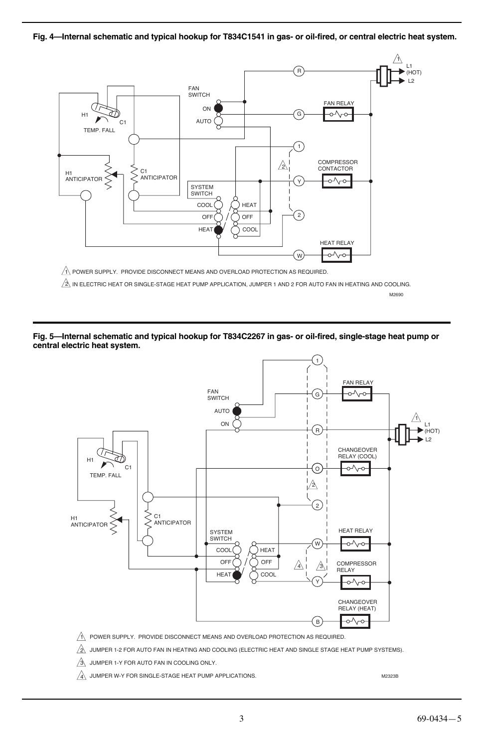**Fig. 4—Internal schematic and typical hookup for T834C1541 in gas- or oil-fired, or central electric heat system.**

1. POWER SUPPLY. PROVIDE DISCONNECT MEANS AND OVERLOAD PROTECTION AS REQUIRED.
2. IN ELECTRIC HEAT OR SINGLE-STAGE HEAT PUMP APPLICATION, JUMPER 1 AND 2 FOR AUTO FAN IN HEATING AND COOLING.

M2690

**Fig. 5—Internal schematic and typical hookup for T834C2267 in gas- or oil-fired, single-stage heat pump or central electric heat system.**

1. POWER SUPPLY. PROVIDE DISCONNECT MEANS AND OVERLOAD PROTECTION AS REQUIRED.
2. JUMPER 1-2 FOR AUTO FAN IN HEATING AND COOLING (ELECTRIC HEAT AND SINGLE STAGE HEAT PUMP SYSTEMS).
3. JUMPER 1-Y FOR AUTO FAN IN COOLING ONLY.
4. JUMPER W-Y FOR SINGLE-STAGE HEAT PUMP APPLICATIONS.

M2323B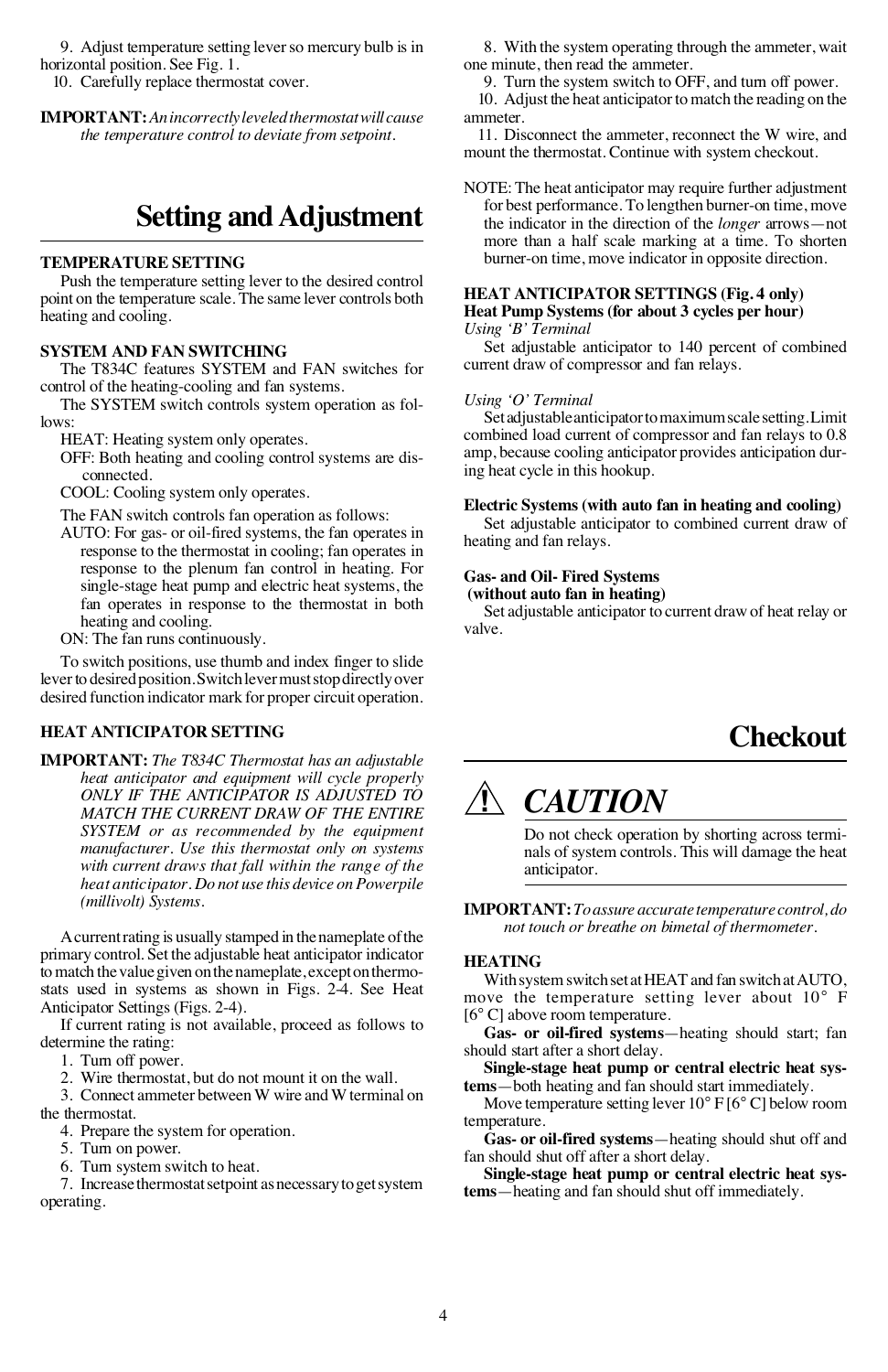9. Adjust temperature setting lever so mercury bulb is in horizontal position. See Fig. 1.

10. Carefully replace thermostat cover.

**IMPORTANT:** *An incorrectly leveled thermostat will cause the temperature control to deviate from setpoint.*

# Setting and Adjustment

### TEMPERATURE SETTING

Push the temperature setting lever to the desired control point on the temperature scale. The same lever controls both heating and cooling.

### SYSTEM AND FAN SWITCHING

The T834C features SYSTEM and FAN switches for control of the heating-cooling and fan systems.

The SYSTEM switch controls system operation as follows:

HEAT: Heating system only operates.

OFF: Both heating and cooling control systems are disconnected.

COOL: Cooling system only operates.

The FAN switch controls fan operation as follows:

AUTO: For gas- or oil-fired systems, the fan operates in response to the thermostat in cooling; fan operates in response to the plenum fan control in heating. For single-stage heat pump and electric heat systems, the fan operates in response to the thermostat in both heating and cooling.

ON: The fan runs continuously.

To switch positions, use thumb and index finger to slide lever to desired position. Switch lever must stop directly over desired function indicator mark for proper circuit operation.

### HEAT ANTICIPATOR SETTING

**IMPORTANT:** *The T834C Thermostat has an adjustable heat anticipator and equipment will cycle properly ONLY IF THE ANTICIPATOR IS ADJUSTED TO MATCH THE CURRENT DRAW OF THE ENTIRE SYSTEM or as recommended by the equipment manufacturer. Use this thermostat only on systems with current draws that fall within the range of the heat anticipator. Do not use this device on Powerpile (millivolt) Systems.*

A current rating is usually stamped in the nameplate of the primary control. Set the adjustable heat anticipator indicator to match the value given on the nameplate, except on thermostats used in systems as shown in Figs. 2-4. See Heat Anticipator Settings (Figs. 2-4).

If current rating is not available, proceed as follows to determine the rating:

1. Turn off power.
2. Wire thermostat, but do not mount it on the wall.
3. Connect ammeter between W wire and W terminal on the thermostat.
4. Prepare the system for operation.
5. Turn on power.
6. Turn system switch to heat.
7. Increase thermostat setpoint as necessary to get system operating.
8. With the system operating through the ammeter, wait one minute, then read the ammeter.
9. Turn the system switch to OFF, and turn off power.
10. Adjust the heat anticipator to match the reading on the ammeter.
11. Disconnect the ammeter, reconnect the W wire, and mount the thermostat. Continue with system checkout.

NOTE: The heat anticipator may require further adjustment for best performance. To lengthen burner-on time, move the indicator in the direction of the *longer* arrows—not more than a half scale marking at a time. To shorten burner-on time, move indicator in opposite direction.

### HEAT ANTICIPATOR SETTINGS (Fig. 4 only)

**Heat Pump Systems (for about 3 cycles per hour)**

*Using 'B' Terminal*

Set adjustable anticipator to 140 percent of combined current draw of compressor and fan relays.

*Using 'O' Terminal*

Set adjustable anticipator to maximum scale setting. Limit combined load current of compressor and fan relays to 0.8 amp, because cooling anticipator provides anticipation during heat cycle in this hookup.

**Electric Systems (with auto fan in heating and cooling)**

Set adjustable anticipator to combined current draw of heating and fan relays.

**Gas- and Oil- Fired Systems (without auto fan in heating)**

Set adjustable anticipator to current draw of heat relay or valve.

# Checkout

## ⚠ CAUTION

Do not check operation by shorting across terminals of system controls. This will damage the heat anticipator.

**IMPORTANT:** *To assure accurate temperature control, do not touch or breathe on bimetal of thermometer.*

### HEATING

With system switch set at HEAT and fan switch at AUTO, move the temperature setting lever about 10° F [6° C] above room temperature.

**Gas- or oil-fired systems**—heating should start; fan should start after a short delay.

**Single-stage heat pump or central electric heat systems**—both heating and fan should start immediately.

Move temperature setting lever 10° F [6° C] below room temperature.

**Gas- or oil-fired systems**—heating should shut off and fan should shut off after a short delay.

**Single-stage heat pump or central electric heat systems**—heating and fan should shut off immediately.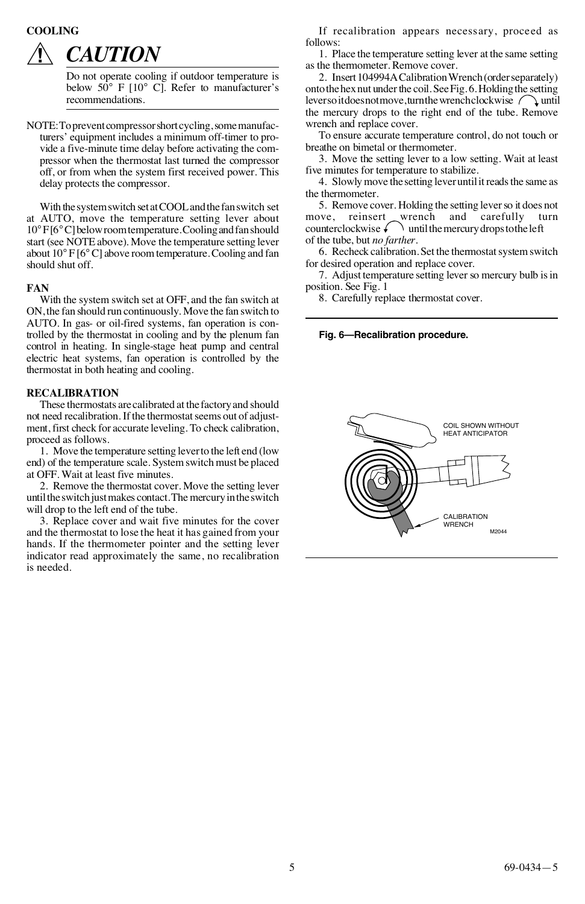**COOLING**

# ⚠ CAUTION

Do not operate cooling if outdoor temperature is below 50° F [10° C]. Refer to manufacturer's recommendations.

NOTE: To prevent compressor short cycling, some manufacturers' equipment includes a minimum off-timer to provide a five-minute time delay before activating the compressor when the thermostat last turned the compressor off, or from when the system first received power. This delay protects the compressor.

With the system switch set at COOL and the fan switch set at AUTO, move the temperature setting lever about 10° F [6° C] below room temperature. Cooling and fan should start (see NOTE above). Move the temperature setting lever about 10° F [6° C] above room temperature. Cooling and fan should shut off.

**FAN**

With the system switch set at OFF, and the fan switch at ON, the fan should run continuously. Move the fan switch to AUTO. In gas- or oil-fired systems, fan operation is controlled by the thermostat in cooling and by the plenum fan control in heating. In single-stage heat pump and central electric heat systems, fan operation is controlled by the thermostat in both heating and cooling.

**RECALIBRATION**

These thermostats are calibrated at the factory and should not need recalibration. If the thermostat seems out of adjustment, first check for accurate leveling. To check calibration, proceed as follows.

1. Move the temperature setting lever to the left end (low end) of the temperature scale. System switch must be placed at OFF. Wait at least five minutes.
2. Remove the thermostat cover. Move the setting lever until the switch just makes contact. The mercury in the switch will drop to the left end of the tube.
3. Replace cover and wait five minutes for the cover and the thermostat to lose the heat it has gained from your hands. If the thermometer pointer and the setting lever indicator read approximately the same, no recalibration is needed.

If recalibration appears necessary, proceed as follows:

1. Place the temperature setting lever at the same setting as the thermometer. Remove cover.
2. Insert 104994A Calibration Wrench (order separately) onto the hex nut under the coil. See Fig. 6. Holding the setting lever so it does not move, turn the wrench clockwise until the mercury drops to the right end of the tube. Remove wrench and replace cover.

   To ensure accurate temperature control, do not touch or breathe on bimetal or thermometer.
3. Move the setting lever to a low setting. Wait at least five minutes for temperature to stabilize.
4. Slowly move the setting lever until it reads the same as the thermometer.
5. Remove cover. Holding the setting lever so it does not move, reinsert wrench and carefully turn counterclockwise until the mercury drops to the left of the tube, but *no farther*.
6. Recheck calibration. Set the thermostat system switch for desired operation and replace cover.
7. Adjust temperature setting lever so mercury bulb is in position. See Fig. 1
8. Carefully replace thermostat cover.

**Fig. 6—Recalibration procedure.**

COIL SHOWN WITHOUT HEAT ANTICIPATOR

CALIBRATION WRENCH

M2044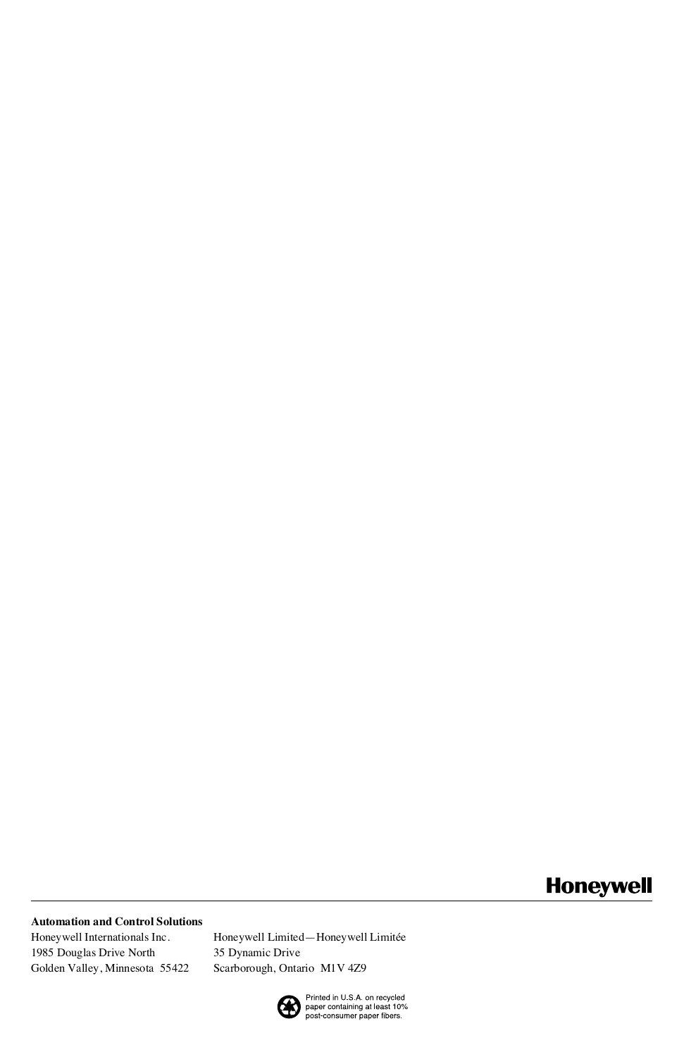Honeywell

**Automation and Control Solutions**

Honeywell Internationals Inc.
1985 Douglas Drive North
Golden Valley, Minnesota 55422

Honeywell Limited—Honeywell Limitée
35 Dynamic Drive
Scarborough, Ontario M1V 4Z9

Printed in U.S.A. on recycled paper containing at least 10% post-consumer paper fibers.